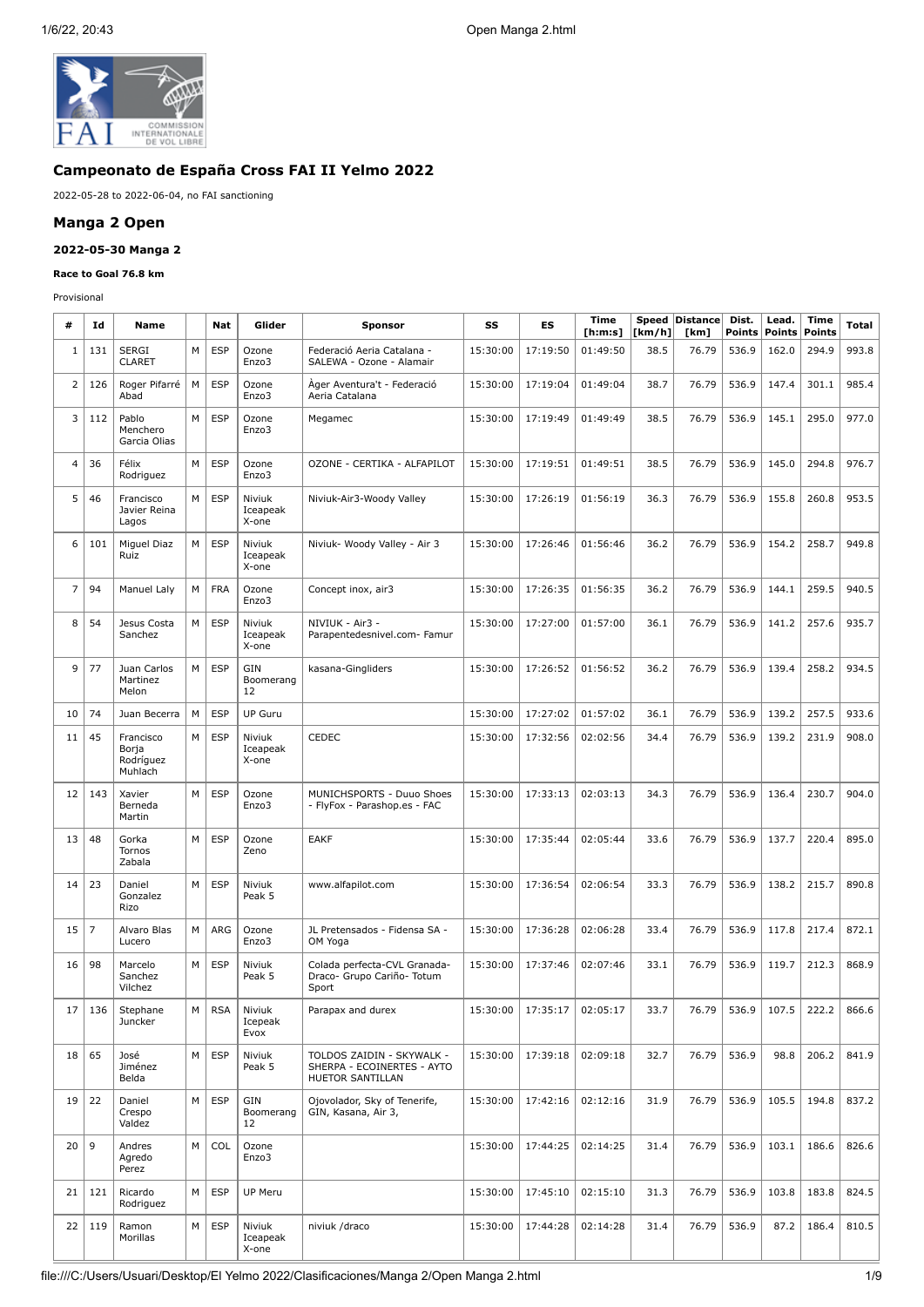## Campeonato de España Cross FAI II Yelmo 2022

2022-05-28 to 2022-06-04, no FAI sanctioning

## Manga 2 Open

### 2022-05-30 Manga 2

#### Race to Goal 76.8 km

Provisional

| # | Id | Name | | Nat | Glider | Sponsor | SS | ES | Time [h:m:s] | Speed [km/h] | Distance [km] | Dist. Points | Lead. Points | Time Points | Total |
|---|---|---|---|---|---|---|---|---|---|---|---|---|---|---|---|
| 1 | 131 | SERGI CLARET | M | ESP | Ozone Enzo3 | Federació Aeria Catalana - SALEWA - Ozone - Alamair | 15:30:00 | 17:19:50 | 01:49:50 | 38.5 | 76.79 | 536.9 | 162.0 | 294.9 | 993.8 |
| 2 | 126 | Roger Pifarré Abad | M | ESP | Ozone Enzo3 | Àger Aventura't - Federació Aeria Catalana | 15:30:00 | 17:19:04 | 01:49:04 | 38.7 | 76.79 | 536.9 | 147.4 | 301.1 | 985.4 |
| 3 | 112 | Pablo Menchero Garcia Olias | M | ESP | Ozone Enzo3 | Megamec | 15:30:00 | 17:19:49 | 01:49:49 | 38.5 | 76.79 | 536.9 | 145.1 | 295.0 | 977.0 |
| 4 | 36 | Félix Rodriguez | M | ESP | Ozone Enzo3 | OZONE - CERTIKA - ALFAPILOT | 15:30:00 | 17:19:51 | 01:49:51 | 38.5 | 76.79 | 536.9 | 145.0 | 294.8 | 976.7 |
| 5 | 46 | Francisco Javier Reina Lagos | M | ESP | Niviuk Iceapeak X-one | Niviuk-Air3-Woody Valley | 15:30:00 | 17:26:19 | 01:56:19 | 36.3 | 76.79 | 536.9 | 155.8 | 260.8 | 953.5 |
| 6 | 101 | Miguel Diaz Ruiz | M | ESP | Niviuk Iceapeak X-one | Niviuk- Woody Valley - Air 3 | 15:30:00 | 17:26:46 | 01:56:46 | 36.2 | 76.79 | 536.9 | 154.2 | 258.7 | 949.8 |
| 7 | 94 | Manuel Laly | M | FRA | Ozone Enzo3 | Concept inox, air3 | 15:30:00 | 17:26:35 | 01:56:35 | 36.2 | 76.79 | 536.9 | 144.1 | 259.5 | 940.5 |
| 8 | 54 | Jesus Costa Sanchez | M | ESP | Niviuk Iceapeak X-one | NIVIUK - Air3 - Parapentedesnivel.com- Famur | 15:30:00 | 17:27:00 | 01:57:00 | 36.1 | 76.79 | 536.9 | 141.2 | 257.6 | 935.7 |
| 9 | 77 | Juan Carlos Martinez Melon | M | ESP | GIN Boomerang 12 | kasana-Gingliders | 15:30:00 | 17:26:52 | 01:56:52 | 36.2 | 76.79 | 536.9 | 139.4 | 258.2 | 934.5 |
| 10 | 74 | Juan Becerra | M | ESP | UP Guru | | 15:30:00 | 17:27:02 | 01:57:02 | 36.1 | 76.79 | 536.9 | 139.2 | 257.5 | 933.6 |
| 11 | 45 | Francisco Borja Rodríguez Muhlach | M | ESP | Niviuk Iceapeak X-one | CEDEC | 15:30:00 | 17:32:56 | 02:02:56 | 34.4 | 76.79 | 536.9 | 139.2 | 231.9 | 908.0 |
| 12 | 143 | Xavier Berneda Martin | M | ESP | Ozone Enzo3 | MUNICHSPORTS - Duuo Shoes - FlyFox - Parashop.es - FAC | 15:30:00 | 17:33:13 | 02:03:13 | 34.3 | 76.79 | 536.9 | 136.4 | 230.7 | 904.0 |
| 13 | 48 | Gorka Tornos Zabala | M | ESP | Ozone Zeno | EAKF | 15:30:00 | 17:35:44 | 02:05:44 | 33.6 | 76.79 | 536.9 | 137.7 | 220.4 | 895.0 |
| 14 | 23 | Daniel Gonzalez Rizo | M | ESP | Niviuk Peak 5 | www.alfapilot.com | 15:30:00 | 17:36:54 | 02:06:54 | 33.3 | 76.79 | 536.9 | 138.2 | 215.7 | 890.8 |
| 15 | 7 | Alvaro Blas Lucero | M | ARG | Ozone Enzo3 | JL Pretensados - Fidensa SA - OM Yoga | 15:30:00 | 17:36:28 | 02:06:28 | 33.4 | 76.79 | 536.9 | 117.8 | 217.4 | 872.1 |
| 16 | 98 | Marcelo Sanchez Vilchez | M | ESP | Niviuk Peak 5 | Colada perfecta-CVL Granada-Draco- Grupo Cariño- Totum Sport | 15:30:00 | 17:37:46 | 02:07:46 | 33.1 | 76.79 | 536.9 | 119.7 | 212.3 | 868.9 |
| 17 | 136 | Stephane Juncker | M | RSA | Niviuk Icepeak Evox | Parapax and durex | 15:30:00 | 17:35:17 | 02:05:17 | 33.7 | 76.79 | 536.9 | 107.5 | 222.2 | 866.6 |
| 18 | 65 | José Jiménez Belda | M | ESP | Niviuk Peak 5 | TOLDOS ZAIDIN - SKYWALK - SHERPA - ECOINERTES - AYTO HUETOR SANTILLAN | 15:30:00 | 17:39:18 | 02:09:18 | 32.7 | 76.79 | 536.9 | 98.8 | 206.2 | 841.9 |
| 19 | 22 | Daniel Crespo Valdez | M | ESP | GIN Boomerang 12 | Ojovolador, Sky of Tenerife, GIN, Kasana, Air 3, | 15:30:00 | 17:42:16 | 02:12:16 | 31.9 | 76.79 | 536.9 | 105.5 | 194.8 | 837.2 |
| 20 | 9 | Andres Agredo Perez | M | COL | Ozone Enzo3 | | 15:30:00 | 17:44:25 | 02:14:25 | 31.4 | 76.79 | 536.9 | 103.1 | 186.6 | 826.6 |
| 21 | 121 | Ricardo Rodriguez | M | ESP | UP Meru | | 15:30:00 | 17:45:10 | 02:15:10 | 31.3 | 76.79 | 536.9 | 103.8 | 183.8 | 824.5 |
| 22 | 119 | Ramon Morillas | M | ESP | Niviuk Iceapeak X-one | niviuk /draco | 15:30:00 | 17:44:28 | 02:14:28 | 31.4 | 76.79 | 536.9 | 87.2 | 186.4 | 810.5 |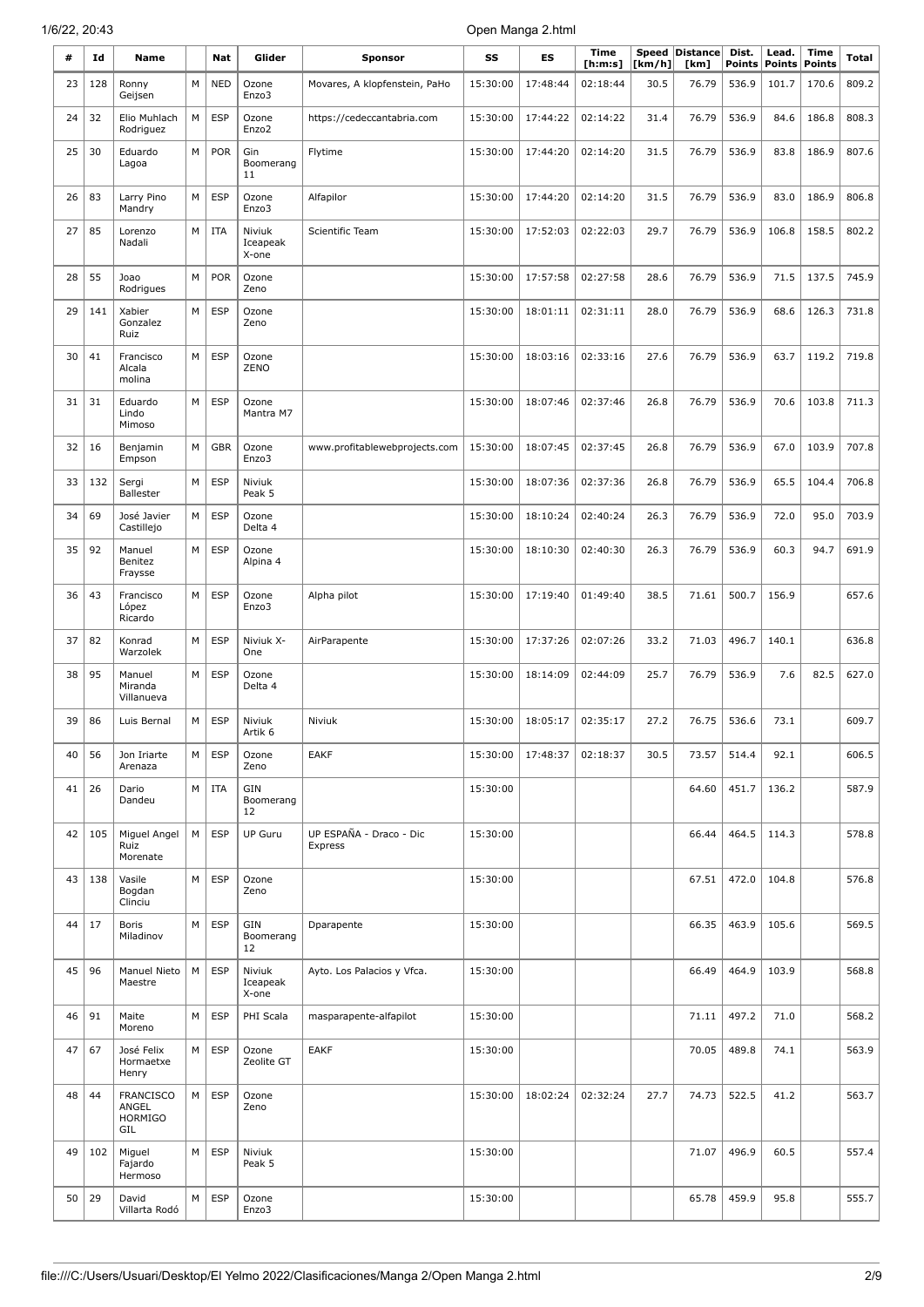| # | Id | Name | | Nat | Glider | Sponsor | SS | ES | Time [h:m:s] | Speed [km/h] | Distance [km] | Dist. Points | Lead. Points | Time Points | Total |
|---|---|---|---|---|---|---|---|---|---|---|---|---|---|---|---|
| 23 | 128 | Ronny Geijsen | M | NED | Ozone Enzo3 | Movares, A klopfenstein, PaHo | 15:30:00 | 17:48:44 | 02:18:44 | 30.5 | 76.79 | 536.9 | 101.7 | 170.6 | 809.2 |
| 24 | 32 | Elio Muhlach Rodriguez | M | ESP | Ozone Enzo2 | https://cedeccantabria.com | 15:30:00 | 17:44:22 | 02:14:22 | 31.4 | 76.79 | 536.9 | 84.6 | 186.8 | 808.3 |
| 25 | 30 | Eduardo Lagoa | M | POR | Gin Boomerang 11 | Flytime | 15:30:00 | 17:44:20 | 02:14:20 | 31.5 | 76.79 | 536.9 | 83.8 | 186.9 | 807.6 |
| 26 | 83 | Larry Pino Mandry | M | ESP | Ozone Enzo3 | Alfapilor | 15:30:00 | 17:44:20 | 02:14:20 | 31.5 | 76.79 | 536.9 | 83.0 | 186.9 | 806.8 |
| 27 | 85 | Lorenzo Nadali | M | ITA | Niviuk Iceapeak X-one | Scientific Team | 15:30:00 | 17:52:03 | 02:22:03 | 29.7 | 76.79 | 536.9 | 106.8 | 158.5 | 802.2 |
| 28 | 55 | Joao Rodrigues | M | POR | Ozone Zeno | | 15:30:00 | 17:57:58 | 02:27:58 | 28.6 | 76.79 | 536.9 | 71.5 | 137.5 | 745.9 |
| 29 | 141 | Xabier Gonzalez Ruiz | M | ESP | Ozone Zeno | | 15:30:00 | 18:01:11 | 02:31:11 | 28.0 | 76.79 | 536.9 | 68.6 | 126.3 | 731.8 |
| 30 | 41 | Francisco Alcala molina | M | ESP | Ozone ZENO | | 15:30:00 | 18:03:16 | 02:33:16 | 27.6 | 76.79 | 536.9 | 63.7 | 119.2 | 719.8 |
| 31 | 31 | Eduardo Lindo Mimoso | M | ESP | Ozone Mantra M7 | | 15:30:00 | 18:07:46 | 02:37:46 | 26.8 | 76.79 | 536.9 | 70.6 | 103.8 | 711.3 |
| 32 | 16 | Benjamin Empson | M | GBR | Ozone Enzo3 | www.profitablewebprojects.com | 15:30:00 | 18:07:45 | 02:37:45 | 26.8 | 76.79 | 536.9 | 67.0 | 103.9 | 707.8 |
| 33 | 132 | Sergi Ballester | M | ESP | Niviuk Peak 5 | | 15:30:00 | 18:07:36 | 02:37:36 | 26.8 | 76.79 | 536.9 | 65.5 | 104.4 | 706.8 |
| 34 | 69 | José Javier Castillejo | M | ESP | Ozone Delta 4 | | 15:30:00 | 18:10:24 | 02:40:24 | 26.3 | 76.79 | 536.9 | 72.0 | 95.0 | 703.9 |
| 35 | 92 | Manuel Benitez Fraysse | M | ESP | Ozone Alpina 4 | | 15:30:00 | 18:10:30 | 02:40:30 | 26.3 | 76.79 | 536.9 | 60.3 | 94.7 | 691.9 |
| 36 | 43 | Francisco López Ricardo | M | ESP | Ozone Enzo3 | Alpha pilot | 15:30:00 | 17:19:40 | 01:49:40 | 38.5 | 71.61 | 500.7 | 156.9 | | 657.6 |
| 37 | 82 | Konrad Warzolek | M | ESP | Niviuk X-One | AirParapente | 15:30:00 | 17:37:26 | 02:07:26 | 33.2 | 71.03 | 496.7 | 140.1 | | 636.8 |
| 38 | 95 | Manuel Miranda Villanueva | M | ESP | Ozone Delta 4 | | 15:30:00 | 18:14:09 | 02:44:09 | 25.7 | 76.79 | 536.9 | 7.6 | 82.5 | 627.0 |
| 39 | 86 | Luis Bernal | M | ESP | Niviuk Artik 6 | Niviuk | 15:30:00 | 18:05:17 | 02:35:17 | 27.2 | 76.75 | 536.6 | 73.1 | | 609.7 |
| 40 | 56 | Jon Iriarte Arenaza | M | ESP | Ozone Zeno | EAKF | 15:30:00 | 17:48:37 | 02:18:37 | 30.5 | 73.57 | 514.4 | 92.1 | | 606.5 |
| 41 | 26 | Dario Dandeu | M | ITA | GIN Boomerang 12 | | 15:30:00 | | | | 64.60 | 451.7 | 136.2 | | 587.9 |
| 42 | 105 | Miguel Angel Ruiz Morenate | M | ESP | UP Guru | UP ESPAÑA - Draco - Dic Express | 15:30:00 | | | | 66.44 | 464.5 | 114.3 | | 578.8 |
| 43 | 138 | Vasile Bogdan Clinciu | M | ESP | Ozone Zeno | | 15:30:00 | | | | 67.51 | 472.0 | 104.8 | | 576.8 |
| 44 | 17 | Boris Miladinov | M | ESP | GIN Boomerang 12 | Dparapente | 15:30:00 | | | | 66.35 | 463.9 | 105.6 | | 569.5 |
| 45 | 96 | Manuel Nieto Maestre | M | ESP | Niviuk Iceapeak X-one | Ayto. Los Palacios y Vfca. | 15:30:00 | | | | 66.49 | 464.9 | 103.9 | | 568.8 |
| 46 | 91 | Maite Moreno | M | ESP | PHI Scala | masparapente-alfapilot | 15:30:00 | | | | 71.11 | 497.2 | 71.0 | | 568.2 |
| 47 | 67 | José Felix Hormaetxe Henry | M | ESP | Ozone Zeolite GT | EAKF | 15:30:00 | | | | 70.05 | 489.8 | 74.1 | | 563.9 |
| 48 | 44 | FRANCISCO ANGEL HORMIGO GIL | M | ESP | Ozone Zeno | | 15:30:00 | 18:02:24 | 02:32:24 | 27.7 | 74.73 | 522.5 | 41.2 | | 563.7 |
| 49 | 102 | Miguel Fajardo Hermoso | M | ESP | Niviuk Peak 5 | | 15:30:00 | | | | 71.07 | 496.9 | 60.5 | | 557.4 |
| 50 | 29 | David Villarta Rodó | M | ESP | Ozone Enzo3 | | 15:30:00 | | | | 65.78 | 459.9 | 95.8 | | 555.7 |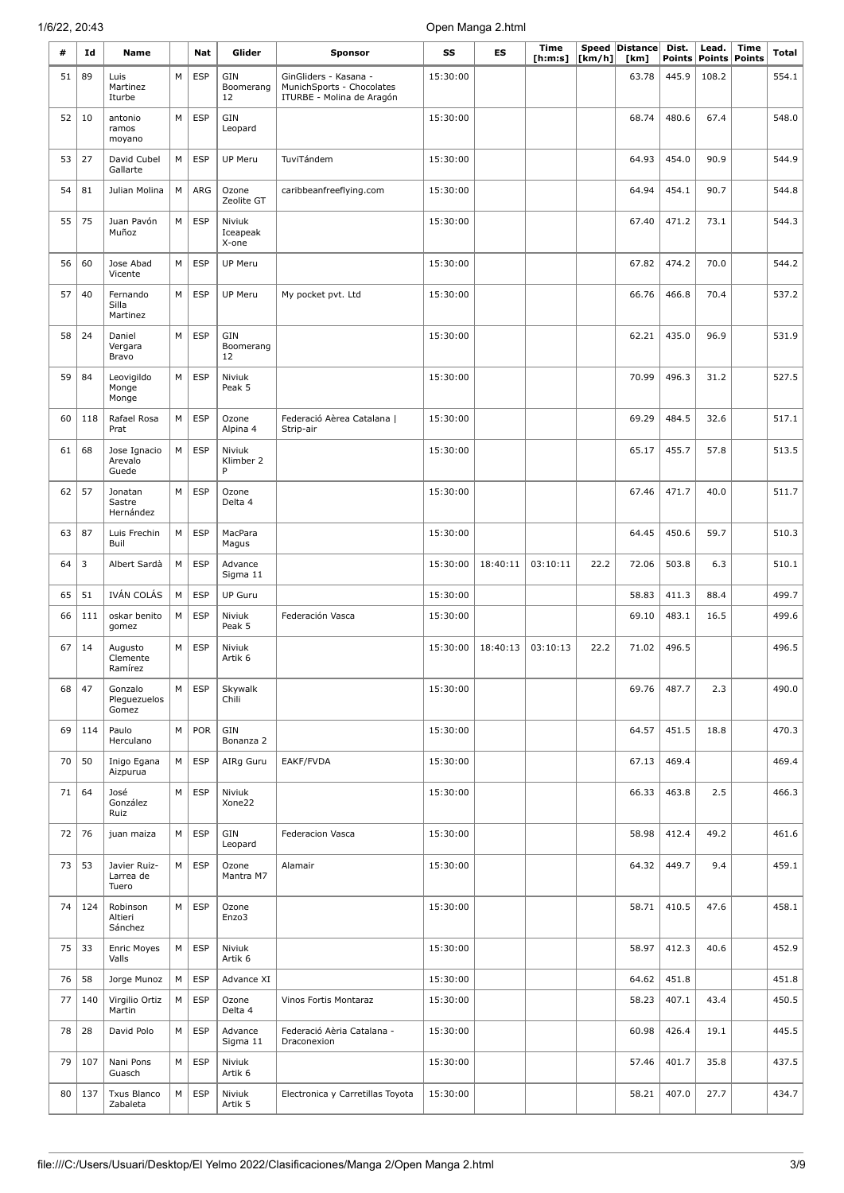| # | Id | Name | | Nat | Glider | Sponsor | SS | ES | Time [h:m:s] | Speed [km/h] | Distance [km] | Dist. Points | Lead. Points | Time Points | Total |
|---|---|---|---|---|---|---|---|---|---|---|---|---|---|---|---|
| 51 | 89 | Luis Martinez Iturbe | M | ESP | GIN Boomerang 12 | GinGliders - Kasana - MunichSports - Chocolates ITURBE - Molina de Aragón | 15:30:00 | | | | 63.78 | 445.9 | 108.2 | | 554.1 |
| 52 | 10 | antonio ramos moyano | M | ESP | GIN Leopard | | 15:30:00 | | | | 68.74 | 480.6 | 67.4 | | 548.0 |
| 53 | 27 | David Cubel Gallarte | M | ESP | UP Meru | TuviTándem | 15:30:00 | | | | 64.93 | 454.0 | 90.9 | | 544.9 |
| 54 | 81 | Julian Molina | M | ARG | Ozone Zeolite GT | caribbeanfreeflying.com | 15:30:00 | | | | 64.94 | 454.1 | 90.7 | | 544.8 |
| 55 | 75 | Juan Pavón Muñoz | M | ESP | Niviuk Iceapeak X-one | | 15:30:00 | | | | 67.40 | 471.2 | 73.1 | | 544.3 |
| 56 | 60 | Jose Abad Vicente | M | ESP | UP Meru | | 15:30:00 | | | | 67.82 | 474.2 | 70.0 | | 544.2 |
| 57 | 40 | Fernando Silla Martinez | M | ESP | UP Meru | My pocket pvt. Ltd | 15:30:00 | | | | 66.76 | 466.8 | 70.4 | | 537.2 |
| 58 | 24 | Daniel Vergara Bravo | M | ESP | GIN Boomerang 12 | | 15:30:00 | | | | 62.21 | 435.0 | 96.9 | | 531.9 |
| 59 | 84 | Leovigildo Monge Monge | M | ESP | Niviuk Peak 5 | | 15:30:00 | | | | 70.99 | 496.3 | 31.2 | | 527.5 |
| 60 | 118 | Rafael Rosa Prat | M | ESP | Ozone Alpina 4 | Federació Aèrea Catalana \| Strip-air | 15:30:00 | | | | 69.29 | 484.5 | 32.6 | | 517.1 |
| 61 | 68 | Jose Ignacio Arevalo Guede | M | ESP | Niviuk Klimber 2 P | | 15:30:00 | | | | 65.17 | 455.7 | 57.8 | | 513.5 |
| 62 | 57 | Jonatan Sastre Hernández | M | ESP | Ozone Delta 4 | | 15:30:00 | | | | 67.46 | 471.7 | 40.0 | | 511.7 |
| 63 | 87 | Luis Frechin Buil | M | ESP | MacPara Magus | | 15:30:00 | | | | 64.45 | 450.6 | 59.7 | | 510.3 |
| 64 | 3 | Albert Sardà | M | ESP | Advance Sigma 11 | | 15:30:00 | 18:40:11 | 03:10:11 | 22.2 | 72.06 | 503.8 | 6.3 | | 510.1 |
| 65 | 51 | IVÁN COLÁS | M | ESP | UP Guru | | 15:30:00 | | | | 58.83 | 411.3 | 88.4 | | 499.7 |
| 66 | 111 | oskar benito gomez | M | ESP | Niviuk Peak 5 | Federación Vasca | 15:30:00 | | | | 69.10 | 483.1 | 16.5 | | 499.6 |
| 67 | 14 | Augusto Clemente Ramírez | M | ESP | Niviuk Artik 6 | | 15:30:00 | 18:40:13 | 03:10:13 | 22.2 | 71.02 | 496.5 | | | 496.5 |
| 68 | 47 | Gonzalo Pleguezuelos Gomez | M | ESP | Skywalk Chili | | 15:30:00 | | | | 69.76 | 487.7 | 2.3 | | 490.0 |
| 69 | 114 | Paulo Herculano | M | POR | GIN Bonanza 2 | | 15:30:00 | | | | 64.57 | 451.5 | 18.8 | | 470.3 |
| 70 | 50 | Inigo Egana Aizpurua | M | ESP | AIRg Guru | EAKF/FVDA | 15:30:00 | | | | 67.13 | 469.4 | | | 469.4 |
| 71 | 64 | José González Ruiz | M | ESP | Niviuk Xone22 | | 15:30:00 | | | | 66.33 | 463.8 | 2.5 | | 466.3 |
| 72 | 76 | juan maiza | M | ESP | GIN Leopard | Federacion Vasca | 15:30:00 | | | | 58.98 | 412.4 | 49.2 | | 461.6 |
| 73 | 53 | Javier Ruiz-Larrea de Tuero | M | ESP | Ozone Mantra M7 | Alamair | 15:30:00 | | | | 64.32 | 449.7 | 9.4 | | 459.1 |
| 74 | 124 | Robinson Altieri Sánchez | M | ESP | Ozone Enzo3 | | 15:30:00 | | | | 58.71 | 410.5 | 47.6 | | 458.1 |
| 75 | 33 | Enric Moyes Valls | M | ESP | Niviuk Artik 6 | | 15:30:00 | | | | 58.97 | 412.3 | 40.6 | | 452.9 |
| 76 | 58 | Jorge Munoz | M | ESP | Advance XI | | 15:30:00 | | | | 64.62 | 451.8 | | | 451.8 |
| 77 | 140 | Virgilio Ortiz Martin | M | ESP | Ozone Delta 4 | Vinos Fortis Montaraz | 15:30:00 | | | | 58.23 | 407.1 | 43.4 | | 450.5 |
| 78 | 28 | David Polo | M | ESP | Advance Sigma 11 | Federació Aèria Catalana - Draconexion | 15:30:00 | | | | 60.98 | 426.4 | 19.1 | | 445.5 |
| 79 | 107 | Nani Pons Guasch | M | ESP | Niviuk Artik 6 | | 15:30:00 | | | | 57.46 | 401.7 | 35.8 | | 437.5 |
| 80 | 137 | Txus Blanco Zabaleta | M | ESP | Niviuk Artik 5 | Electronica y Carretillas Toyota | 15:30:00 | | | | 58.21 | 407.0 | 27.7 | | 434.7 |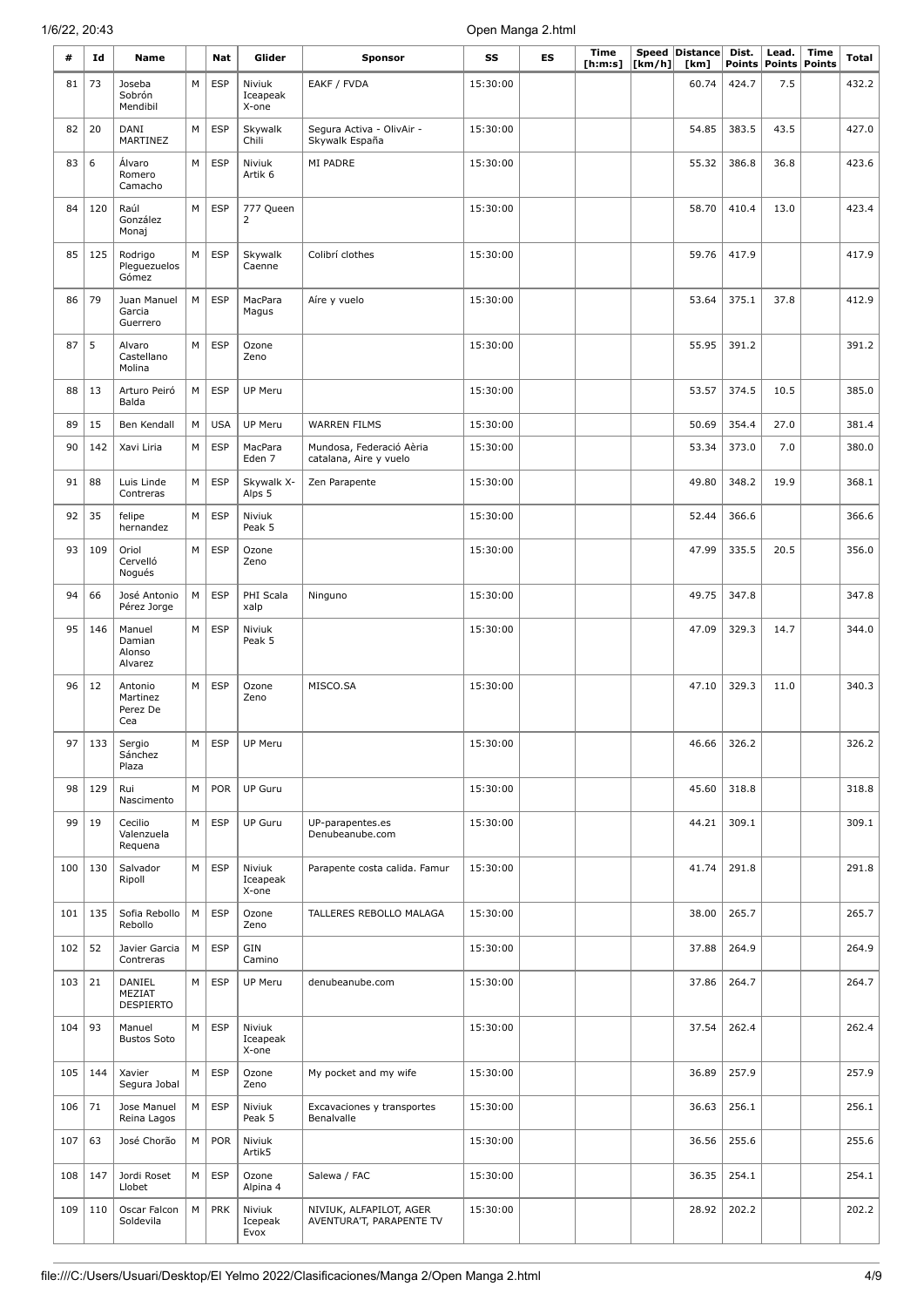| # | Id | Name | | Nat | Glider | Sponsor | SS | ES | Time [h:m:s] | Speed [km/h] | Distance [km] | Dist. Points | Lead. Points | Time Points | Total |
|---|---|---|---|---|---|---|---|---|---|---|---|---|---|---|---|
| 81 | 73 | Joseba Sobrón Mendibil | M | ESP | Niviuk Iceapeak X-one | EAKF / FVDA | 15:30:00 | | | | 60.74 | 424.7 | 7.5 | | 432.2 |
| 82 | 20 | DANI MARTINEZ | M | ESP | Skywalk Chili | Segura Activa - OlivAir - Skywalk España | 15:30:00 | | | | 54.85 | 383.5 | 43.5 | | 427.0 |
| 83 | 6 | Álvaro Romero Camacho | M | ESP | Niviuk Artik 6 | MI PADRE | 15:30:00 | | | | 55.32 | 386.8 | 36.8 | | 423.6 |
| 84 | 120 | Raúl González Monaj | M | ESP | 777 Queen 2 | | 15:30:00 | | | | 58.70 | 410.4 | 13.0 | | 423.4 |
| 85 | 125 | Rodrigo Pleguezuelos Gómez | M | ESP | Skywalk Caenne | Colibrí clothes | 15:30:00 | | | | 59.76 | 417.9 | | | 417.9 |
| 86 | 79 | Juan Manuel Garcia Guerrero | M | ESP | MacPara Magus | Aíre y vuelo | 15:30:00 | | | | 53.64 | 375.1 | 37.8 | | 412.9 |
| 87 | 5 | Alvaro Castellano Molina | M | ESP | Ozone Zeno | | 15:30:00 | | | | 55.95 | 391.2 | | | 391.2 |
| 88 | 13 | Arturo Peiró Balda | M | ESP | UP Meru | | 15:30:00 | | | | 53.57 | 374.5 | 10.5 | | 385.0 |
| 89 | 15 | Ben Kendall | M | USA | UP Meru | WARREN FILMS | 15:30:00 | | | | 50.69 | 354.4 | 27.0 | | 381.4 |
| 90 | 142 | Xavi Liria | M | ESP | MacPara Eden 7 | Mundosa, Federació Aèria catalana, Aire y vuelo | 15:30:00 | | | | 53.34 | 373.0 | 7.0 | | 380.0 |
| 91 | 88 | Luis Linde Contreras | M | ESP | Skywalk X-Alps 5 | Zen Parapente | 15:30:00 | | | | 49.80 | 348.2 | 19.9 | | 368.1 |
| 92 | 35 | felipe hernandez | M | ESP | Niviuk Peak 5 | | 15:30:00 | | | | 52.44 | 366.6 | | | 366.6 |
| 93 | 109 | Oriol Cervelló Nogués | M | ESP | Ozone Zeno | | 15:30:00 | | | | 47.99 | 335.5 | 20.5 | | 356.0 |
| 94 | 66 | José Antonio Pérez Jorge | M | ESP | PHI Scala xalp | Ninguno | 15:30:00 | | | | 49.75 | 347.8 | | | 347.8 |
| 95 | 146 | Manuel Damian Alonso Alvarez | M | ESP | Niviuk Peak 5 | | 15:30:00 | | | | 47.09 | 329.3 | 14.7 | | 344.0 |
| 96 | 12 | Antonio Martinez Perez De Cea | M | ESP | Ozone Zeno | MISCO.SA | 15:30:00 | | | | 47.10 | 329.3 | 11.0 | | 340.3 |
| 97 | 133 | Sergio Sánchez Plaza | M | ESP | UP Meru | | 15:30:00 | | | | 46.66 | 326.2 | | | 326.2 |
| 98 | 129 | Rui Nascimento | M | POR | UP Guru | | 15:30:00 | | | | 45.60 | 318.8 | | | 318.8 |
| 99 | 19 | Cecilio Valenzuela Requena | M | ESP | UP Guru | UP-parapentes.es Denubeanube.com | 15:30:00 | | | | 44.21 | 309.1 | | | 309.1 |
| 100 | 130 | Salvador Ripoll | M | ESP | Niviuk Iceapeak X-one | Parapente costa calida. Famur | 15:30:00 | | | | 41.74 | 291.8 | | | 291.8 |
| 101 | 135 | Sofia Rebollo Rebollo | M | ESP | Ozone Zeno | TALLERES REBOLLO MALAGA | 15:30:00 | | | | 38.00 | 265.7 | | | 265.7 |
| 102 | 52 | Javier Garcia Contreras | M | ESP | GIN Camino | | 15:30:00 | | | | 37.88 | 264.9 | | | 264.9 |
| 103 | 21 | DANIEL MEZIAT DESPIERTO | M | ESP | UP Meru | denubeanube.com | 15:30:00 | | | | 37.86 | 264.7 | | | 264.7 |
| 104 | 93 | Manuel Bustos Soto | M | ESP | Niviuk Iceapeak X-one | | 15:30:00 | | | | 37.54 | 262.4 | | | 262.4 |
| 105 | 144 | Xavier Segura Jobal | M | ESP | Ozone Zeno | My pocket and my wife | 15:30:00 | | | | 36.89 | 257.9 | | | 257.9 |
| 106 | 71 | Jose Manuel Reina Lagos | M | ESP | Niviuk Peak 5 | Excavaciones y transportes Benalvalle | 15:30:00 | | | | 36.63 | 256.1 | | | 256.1 |
| 107 | 63 | José Chorão | M | POR | Niviuk Artik5 | | 15:30:00 | | | | 36.56 | 255.6 | | | 255.6 |
| 108 | 147 | Jordi Roset Llobet | M | ESP | Ozone Alpina 4 | Salewa / FAC | 15:30:00 | | | | 36.35 | 254.1 | | | 254.1 |
| 109 | 110 | Oscar Falcon Soldevila | M | PRK | Niviuk Icepeak Evox | NIVIUK, ALFAPILOT, AGER AVENTURA'T, PARAPENTE TV | 15:30:00 | | | | 28.92 | 202.2 | | | 202.2 |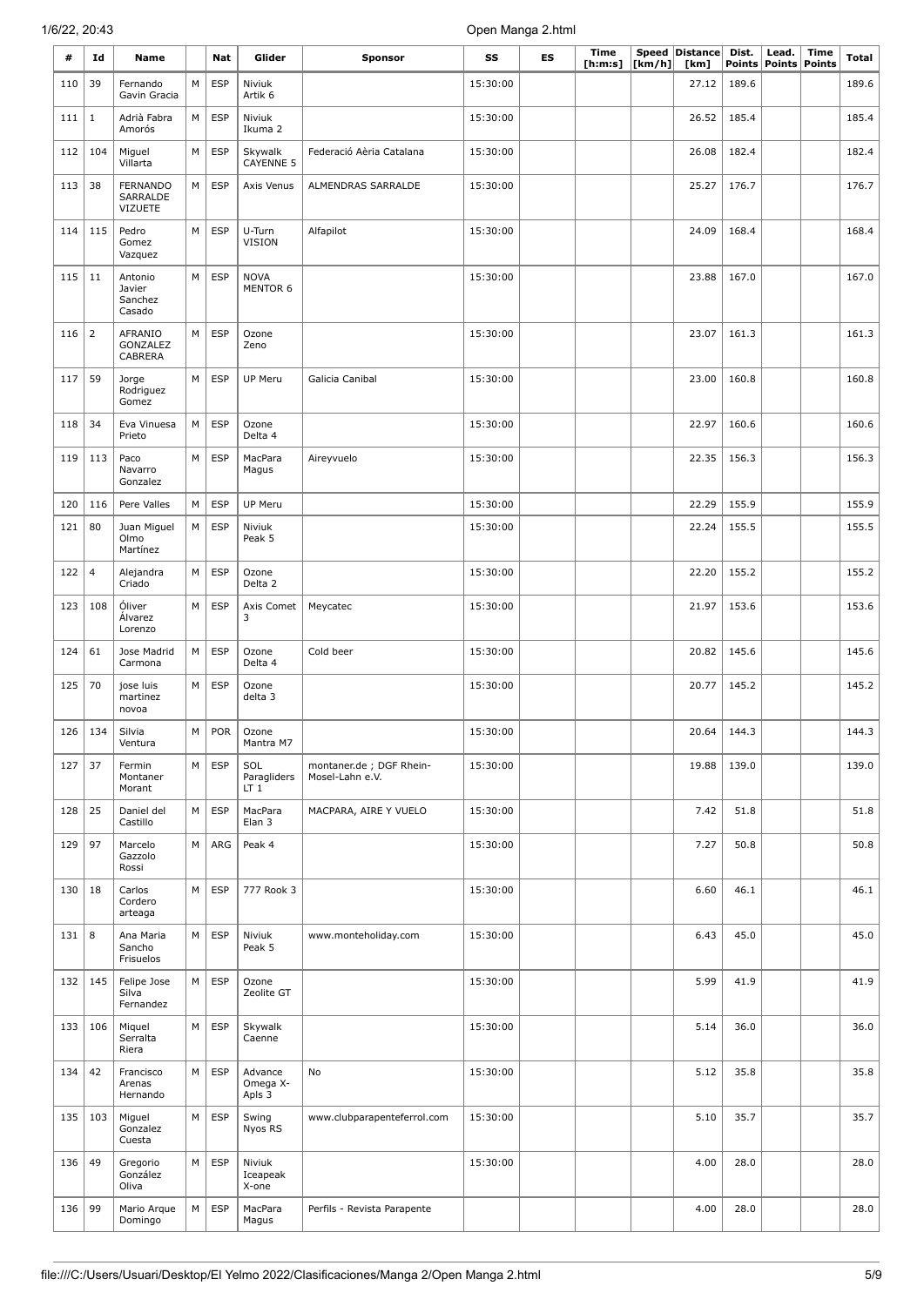| # | Id | Name | | Nat | Glider | Sponsor | SS | ES | Time [h:m:s] | Speed [km/h] | Distance [km] | Dist. Points | Lead. Points | Time Points | Total |
|---|---|---|---|---|---|---|---|---|---|---|---|---|---|---|---|
| 110 | 39 | Fernando Gavin Gracia | M | ESP | Niviuk Artik 6 | | 15:30:00 | | | | 27.12 | 189.6 | | | 189.6 |
| 111 | 1 | Adrià Fabra Amorós | M | ESP | Niviuk Ikuma 2 | | 15:30:00 | | | | 26.52 | 185.4 | | | 185.4 |
| 112 | 104 | Miguel Villarta | M | ESP | Skywalk CAYENNE 5 | Federació Aèria Catalana | 15:30:00 | | | | 26.08 | 182.4 | | | 182.4 |
| 113 | 38 | FERNANDO SARRALDE VIZUETE | M | ESP | Axis Venus | ALMENDRAS SARRALDE | 15:30:00 | | | | 25.27 | 176.7 | | | 176.7 |
| 114 | 115 | Pedro Gomez Vazquez | M | ESP | U-Turn VISION | Alfapilot | 15:30:00 | | | | 24.09 | 168.4 | | | 168.4 |
| 115 | 11 | Antonio Javier Sanchez Casado | M | ESP | NOVA MENTOR 6 | | 15:30:00 | | | | 23.88 | 167.0 | | | 167.0 |
| 116 | 2 | AFRANIO GONZALEZ CABRERA | M | ESP | Ozone Zeno | | 15:30:00 | | | | 23.07 | 161.3 | | | 161.3 |
| 117 | 59 | Jorge Rodriguez Gomez | M | ESP | UP Meru | Galicia Canibal | 15:30:00 | | | | 23.00 | 160.8 | | | 160.8 |
| 118 | 34 | Eva Vinuesa Prieto | M | ESP | Ozone Delta 4 | | 15:30:00 | | | | 22.97 | 160.6 | | | 160.6 |
| 119 | 113 | Paco Navarro Gonzalez | M | ESP | MacPara Magus | Aireyvuelo | 15:30:00 | | | | 22.35 | 156.3 | | | 156.3 |
| 120 | 116 | Pere Valles | M | ESP | UP Meru | | 15:30:00 | | | | 22.29 | 155.9 | | | 155.9 |
| 121 | 80 | Juan Miguel Olmo Martínez | M | ESP | Niviuk Peak 5 | | 15:30:00 | | | | 22.24 | 155.5 | | | 155.5 |
| 122 | 4 | Alejandra Criado | M | ESP | Ozone Delta 2 | | 15:30:00 | | | | 22.20 | 155.2 | | | 155.2 |
| 123 | 108 | Óliver Álvarez Lorenzo | M | ESP | Axis Comet 3 | Meycatec | 15:30:00 | | | | 21.97 | 153.6 | | | 153.6 |
| 124 | 61 | Jose Madrid Carmona | M | ESP | Ozone Delta 4 | Cold beer | 15:30:00 | | | | 20.82 | 145.6 | | | 145.6 |
| 125 | 70 | jose luis martinez novoa | M | ESP | Ozone delta 3 | | 15:30:00 | | | | 20.77 | 145.2 | | | 145.2 |
| 126 | 134 | Silvia Ventura | M | POR | Ozone Mantra M7 | | 15:30:00 | | | | 20.64 | 144.3 | | | 144.3 |
| 127 | 37 | Fermin Montaner Morant | M | ESP | SOL Paragliders LT 1 | montaner.de ; DGF Rhein-Mosel-Lahn e.V. | 15:30:00 | | | | 19.88 | 139.0 | | | 139.0 |
| 128 | 25 | Daniel del Castillo | M | ESP | MacPara Elan 3 | MACPARA, AIRE Y VUELO | 15:30:00 | | | | 7.42 | 51.8 | | | 51.8 |
| 129 | 97 | Marcelo Gazzolo Rossi | M | ARG | Peak 4 | | 15:30:00 | | | | 7.27 | 50.8 | | | 50.8 |
| 130 | 18 | Carlos Cordero arteaga | M | ESP | 777 Rook 3 | | 15:30:00 | | | | 6.60 | 46.1 | | | 46.1 |
| 131 | 8 | Ana Maria Sancho Frisuelos | M | ESP | Niviuk Peak 5 | www.monteholiday.com | 15:30:00 | | | | 6.43 | 45.0 | | | 45.0 |
| 132 | 145 | Felipe Jose Silva Fernandez | M | ESP | Ozone Zeolite GT | | 15:30:00 | | | | 5.99 | 41.9 | | | 41.9 |
| 133 | 106 | Miquel Serralta Riera | M | ESP | Skywalk Caenne | | 15:30:00 | | | | 5.14 | 36.0 | | | 36.0 |
| 134 | 42 | Francisco Arenas Hernando | M | ESP | Advance Omega X-Apls 3 | No | 15:30:00 | | | | 5.12 | 35.8 | | | 35.8 |
| 135 | 103 | Miguel Gonzalez Cuesta | M | ESP | Swing Nyos RS | www.clubparapenteferrol.com | 15:30:00 | | | | 5.10 | 35.7 | | | 35.7 |
| 136 | 49 | Gregorio González Oliva | M | ESP | Niviuk Iceapeak X-one | | 15:30:00 | | | | 4.00 | 28.0 | | | 28.0 |
| 136 | 99 | Mario Arque Domingo | M | ESP | MacPara Magus | Perfils - Revista Parapente | | | | | 4.00 | 28.0 | | | 28.0 |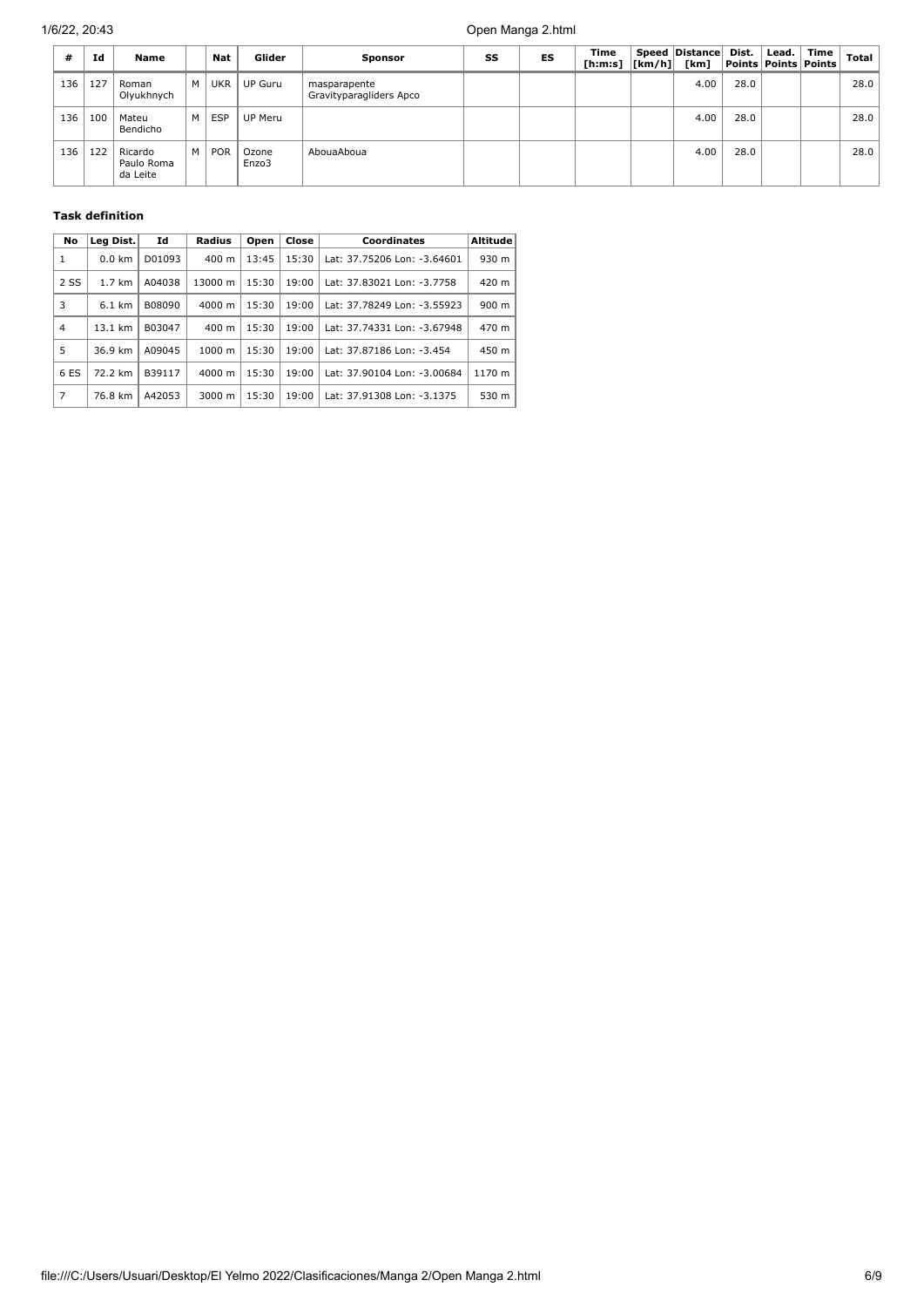| # | Id | Name | | Nat | Glider | Sponsor | SS | ES | Time [h:m:s] | Speed [km/h] | Distance [km] | Dist. Points | Lead. Points | Time Points | Total |
|---|---|---|---|---|---|---|---|---|---|---|---|---|---|---|---|
| 136 | 127 | Roman Olyukhnych | M | UKR | UP Guru | masparapente Gravityparagliders Apco | | | | | 4.00 | 28.0 | | | 28.0 |
| 136 | 100 | Mateu Bendicho | M | ESP | UP Meru | | | | | | 4.00 | 28.0 | | | 28.0 |
| 136 | 122 | Ricardo Paulo Roma da Leite | M | POR | Ozone Enzo3 | AbouaAboua | | | | | 4.00 | 28.0 | | | 28.0 |

### Task definition

| No | Leg Dist. | Id | Radius | Open | Close | Coordinates | Altitude |
|---|---|---|---|---|---|---|---|
| 1 | 0.0 km | D01093 | 400 m | 13:45 | 15:30 | Lat: 37.75206 Lon: -3.64601 | 930 m |
| 2 SS | 1.7 km | A04038 | 13000 m | 15:30 | 19:00 | Lat: 37.83021 Lon: -3.7758 | 420 m |
| 3 | 6.1 km | B08090 | 4000 m | 15:30 | 19:00 | Lat: 37.78249 Lon: -3.55923 | 900 m |
| 4 | 13.1 km | B03047 | 400 m | 15:30 | 19:00 | Lat: 37.74331 Lon: -3.67948 | 470 m |
| 5 | 36.9 km | A09045 | 1000 m | 15:30 | 19:00 | Lat: 37.87186 Lon: -3.454 | 450 m |
| 6 ES | 72.2 km | B39117 | 4000 m | 15:30 | 19:00 | Lat: 37.90104 Lon: -3.00684 | 1170 m |
| 7 | 76.8 km | A42053 | 3000 m | 15:30 | 19:00 | Lat: 37.91308 Lon: -3.1375 | 530 m |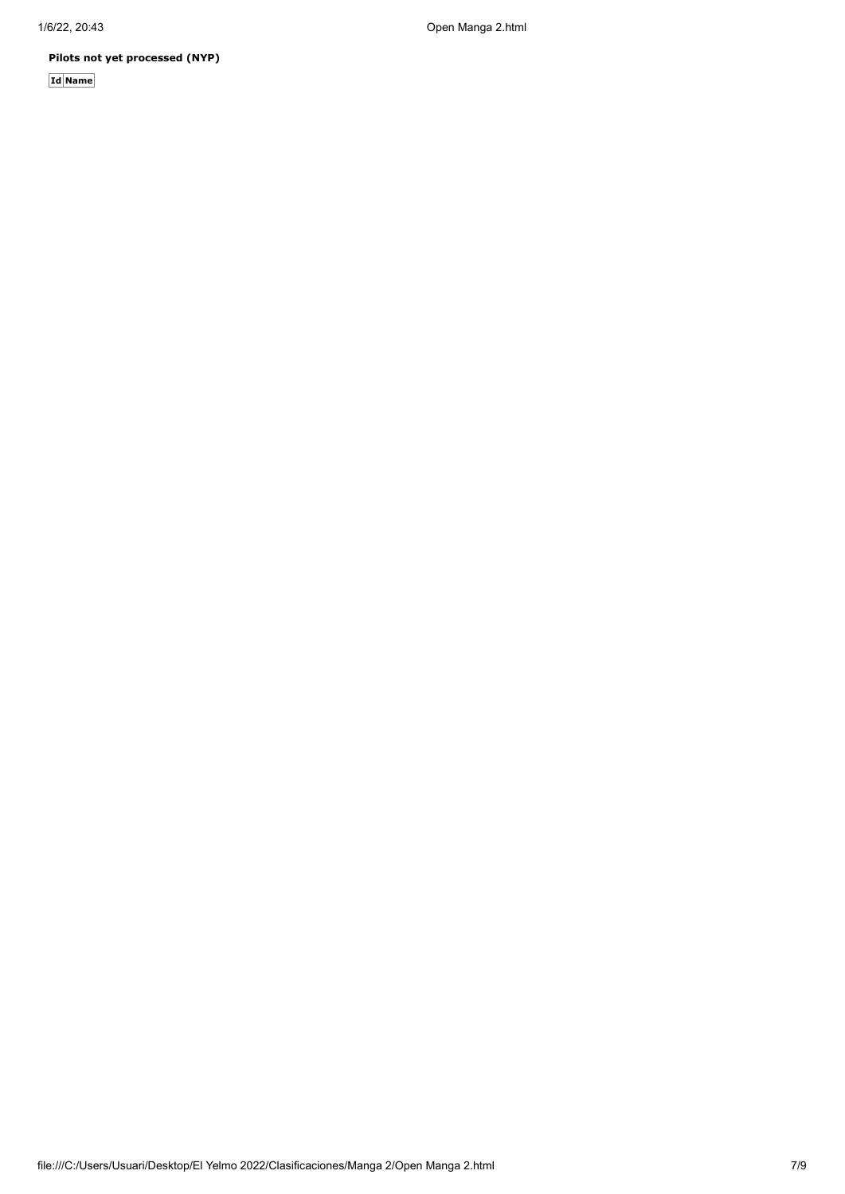**Pilots not yet processed (NYP)**

| Id | Name |
|---|---|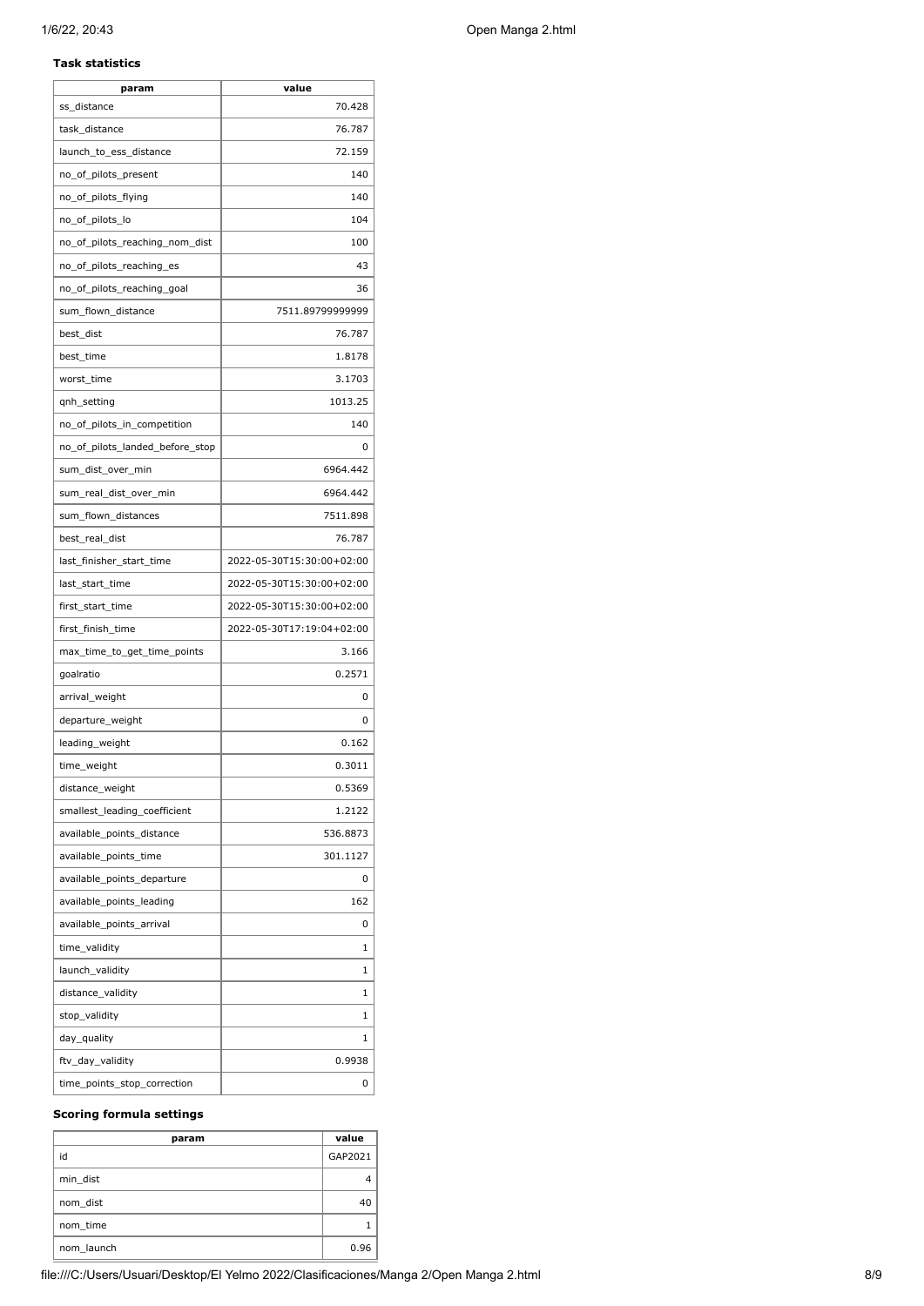**Task statistics**

| param | value |
| --- | --- |
| ss_distance | 70.428 |
| task_distance | 76.787 |
| launch_to_ess_distance | 72.159 |
| no_of_pilots_present | 140 |
| no_of_pilots_flying | 140 |
| no_of_pilots_lo | 104 |
| no_of_pilots_reaching_nom_dist | 100 |
| no_of_pilots_reaching_es | 43 |
| no_of_pilots_reaching_goal | 36 |
| sum_flown_distance | 7511.89799999999 |
| best_dist | 76.787 |
| best_time | 1.8178 |
| worst_time | 3.1703 |
| qnh_setting | 1013.25 |
| no_of_pilots_in_competition | 140 |
| no_of_pilots_landed_before_stop | 0 |
| sum_dist_over_min | 6964.442 |
| sum_real_dist_over_min | 6964.442 |
| sum_flown_distances | 7511.898 |
| best_real_dist | 76.787 |
| last_finisher_start_time | 2022-05-30T15:30:00+02:00 |
| last_start_time | 2022-05-30T15:30:00+02:00 |
| first_start_time | 2022-05-30T15:30:00+02:00 |
| first_finish_time | 2022-05-30T17:19:04+02:00 |
| max_time_to_get_time_points | 3.166 |
| goalratio | 0.2571 |
| arrival_weight | 0 |
| departure_weight | 0 |
| leading_weight | 0.162 |
| time_weight | 0.3011 |
| distance_weight | 0.5369 |
| smallest_leading_coefficient | 1.2122 |
| available_points_distance | 536.8873 |
| available_points_time | 301.1127 |
| available_points_departure | 0 |
| available_points_leading | 162 |
| available_points_arrival | 0 |
| time_validity | 1 |
| launch_validity | 1 |
| distance_validity | 1 |
| stop_validity | 1 |
| day_quality | 1 |
| ftv_day_validity | 0.9938 |
| time_points_stop_correction | 0 |

**Scoring formula settings**

| param | value |
| --- | --- |
| id | GAP2021 |
| min_dist | 4 |
| nom_dist | 40 |
| nom_time | 1 |
| nom_launch | 0.96 |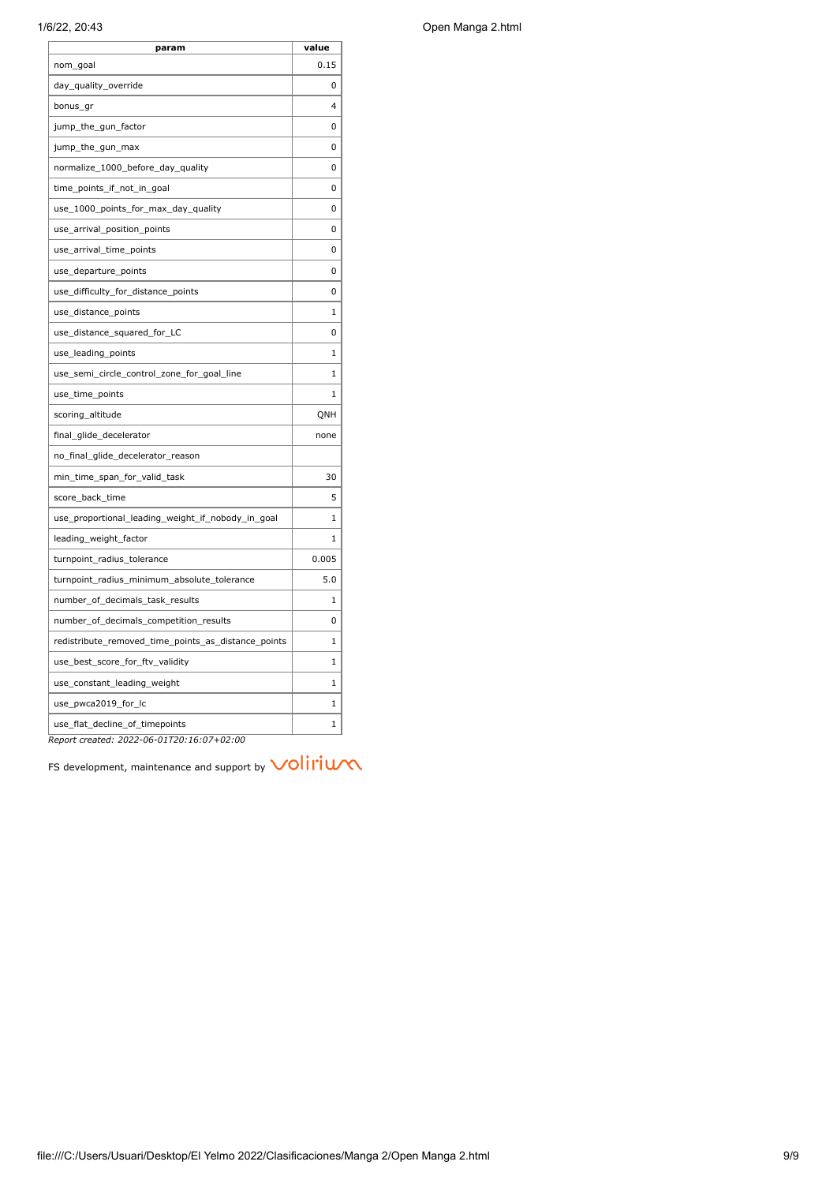| param | value |
|---|---|
| nom_goal | 0.15 |
| day_quality_override | 0 |
| bonus_gr | 4 |
| jump_the_gun_factor | 0 |
| jump_the_gun_max | 0 |
| normalize_1000_before_day_quality | 0 |
| time_points_if_not_in_goal | 0 |
| use_1000_points_for_max_day_quality | 0 |
| use_arrival_position_points | 0 |
| use_arrival_time_points | 0 |
| use_departure_points | 0 |
| use_difficulty_for_distance_points | 0 |
| use_distance_points | 1 |
| use_distance_squared_for_LC | 0 |
| use_leading_points | 1 |
| use_semi_circle_control_zone_for_goal_line | 1 |
| use_time_points | 1 |
| scoring_altitude | QNH |
| final_glide_decelerator | none |
| no_final_glide_decelerator_reason | |
| min_time_span_for_valid_task | 30 |
| score_back_time | 5 |
| use_proportional_leading_weight_if_nobody_in_goal | 1 |
| leading_weight_factor | 1 |
| turnpoint_radius_tolerance | 0.005 |
| turnpoint_radius_minimum_absolute_tolerance | 5.0 |
| number_of_decimals_task_results | 1 |
| number_of_decimals_competition_results | 0 |
| redistribute_removed_time_points_as_distance_points | 1 |
| use_best_score_for_ftv_validity | 1 |
| use_constant_leading_weight | 1 |
| use_pwca2019_for_lc | 1 |
| use_flat_decline_of_timepoints | 1 |

*Report created: 2022-06-01T20:16:07+02:00*

FS development, maintenance and support by volirium